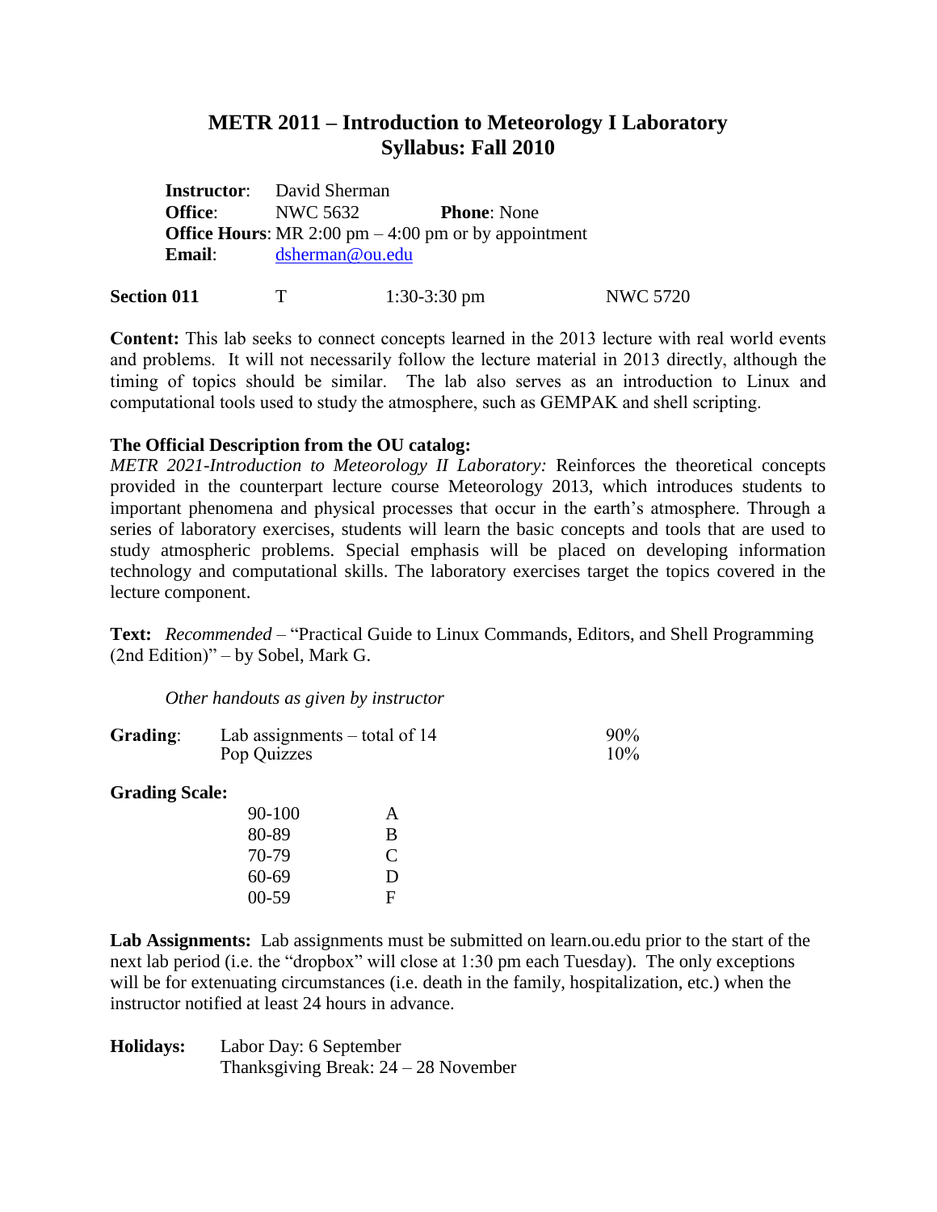# METR 2011 – Introduction to Meteorology I Laboratory
## Syllabus: Fall 2010

**Instructor**: David Sherman
**Office**: NWC 5632 **Phone**: None
**Office Hours**: MR 2:00 pm – 4:00 pm or by appointment
**Email**: dsherman@ou.edu

| Section | Day | Time | Room |
|---|---|---|---|
| **Section 011** | T | 1:30-3:30 pm | NWC 5720 |

**Content:** This lab seeks to connect concepts learned in the 2013 lecture with real world events and problems. It will not necessarily follow the lecture material in 2013 directly, although the timing of topics should be similar. The lab also serves as an introduction to Linux and computational tools used to study the atmosphere, such as GEMPAK and shell scripting.

**The Official Description from the OU catalog:**
*METR 2021-Introduction to Meteorology II Laboratory:* Reinforces the theoretical concepts provided in the counterpart lecture course Meteorology 2013, which introduces students to important phenomena and physical processes that occur in the earth's atmosphere. Through a series of laboratory exercises, students will learn the basic concepts and tools that are used to study atmospheric problems. Special emphasis will be placed on developing information technology and computational skills. The laboratory exercises target the topics covered in the lecture component.

**Text:** *Recommended* – "Practical Guide to Linux Commands, Editors, and Shell Programming (2nd Edition)" – by Sobel, Mark G.

*Other handouts as given by instructor*

**Grading**:

| Component | Weight |
|---|---|
| Lab assignments – total of 14 | 90% |
| Pop Quizzes | 10% |

**Grading Scale:**

| Score | Grade |
|---|---|
| 90-100 | A |
| 80-89 | B |
| 70-79 | C |
| 60-69 | D |
| 00-59 | F |

**Lab Assignments:** Lab assignments must be submitted on learn.ou.edu prior to the start of the next lab period (i.e. the "dropbox" will close at 1:30 pm each Tuesday). The only exceptions will be for extenuating circumstances (i.e. death in the family, hospitalization, etc.) when the instructor notified at least 24 hours in advance.

**Holidays:**
Labor Day: 6 September
Thanksgiving Break: 24 – 28 November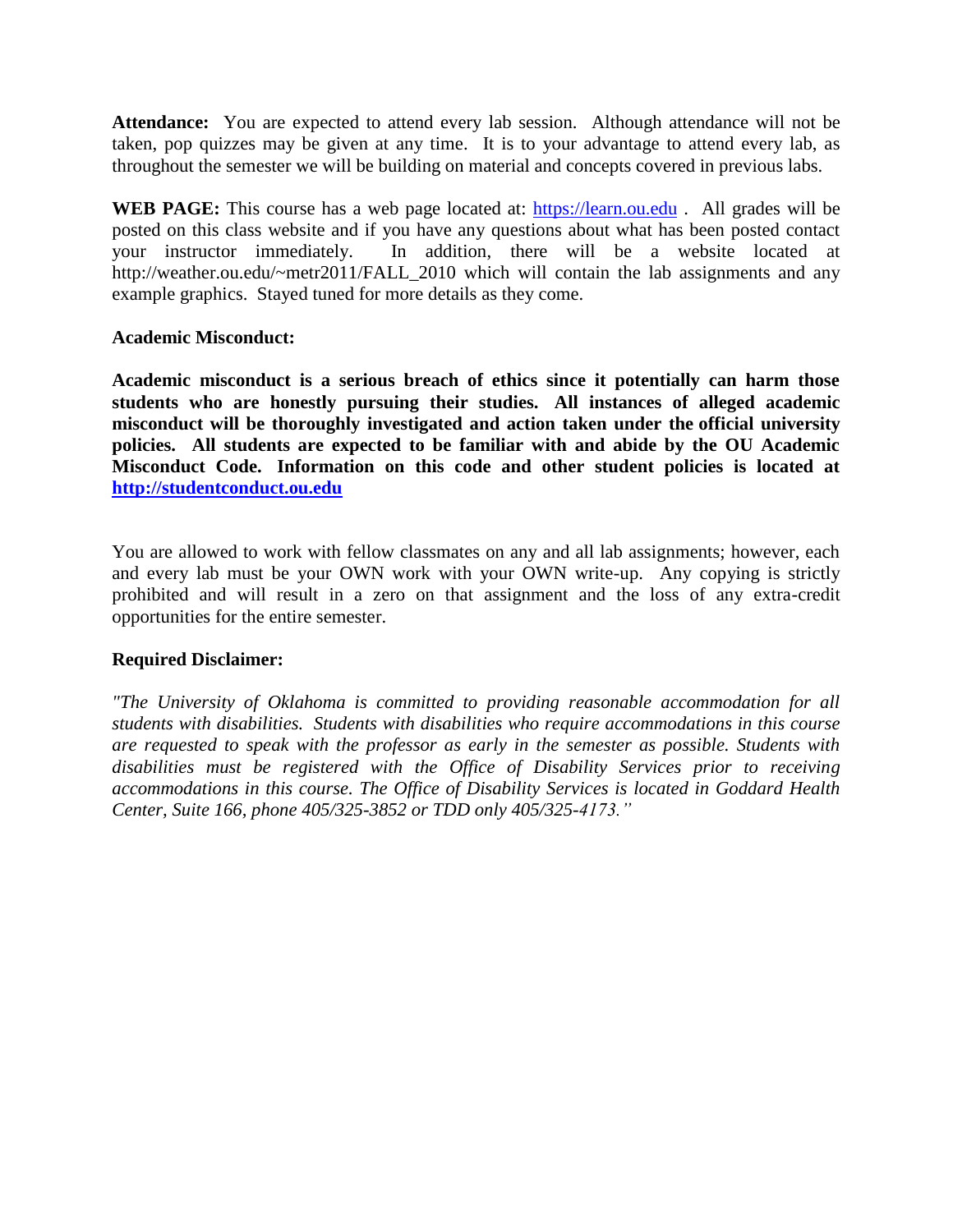**Attendance:** You are expected to attend every lab session. Although attendance will not be taken, pop quizzes may be given at any time. It is to your advantage to attend every lab, as throughout the semester we will be building on material and concepts covered in previous labs.

**WEB PAGE:** This course has a web page located at: [https://learn.ou.edu](https://learn.ou.edu) . All grades will be posted on this class website and if you have any questions about what has been posted contact your instructor immediately. In addition, there will be a website located at http://weather.ou.edu/~metr2011/FALL_2010 which will contain the lab assignments and any example graphics. Stayed tuned for more details as they come.

**Academic Misconduct:**

**Academic misconduct is a serious breach of ethics since it potentially can harm those students who are honestly pursuing their studies. All instances of alleged academic misconduct will be thoroughly investigated and action taken under the official university policies. All students are expected to be familiar with and abide by the OU Academic Misconduct Code. Information on this code and other student policies is located at [http://studentconduct.ou.edu](http://studentconduct.ou.edu)**

You are allowed to work with fellow classmates on any and all lab assignments; however, each and every lab must be your OWN work with your OWN write-up. Any copying is strictly prohibited and will result in a zero on that assignment and the loss of any extra-credit opportunities for the entire semester.

**Required Disclaimer:**

*"The University of Oklahoma is committed to providing reasonable accommodation for all students with disabilities. Students with disabilities who require accommodations in this course are requested to speak with the professor as early in the semester as possible. Students with disabilities must be registered with the Office of Disability Services prior to receiving accommodations in this course. The Office of Disability Services is located in Goddard Health Center, Suite 166, phone 405/325-3852 or TDD only 405/325-4173."*